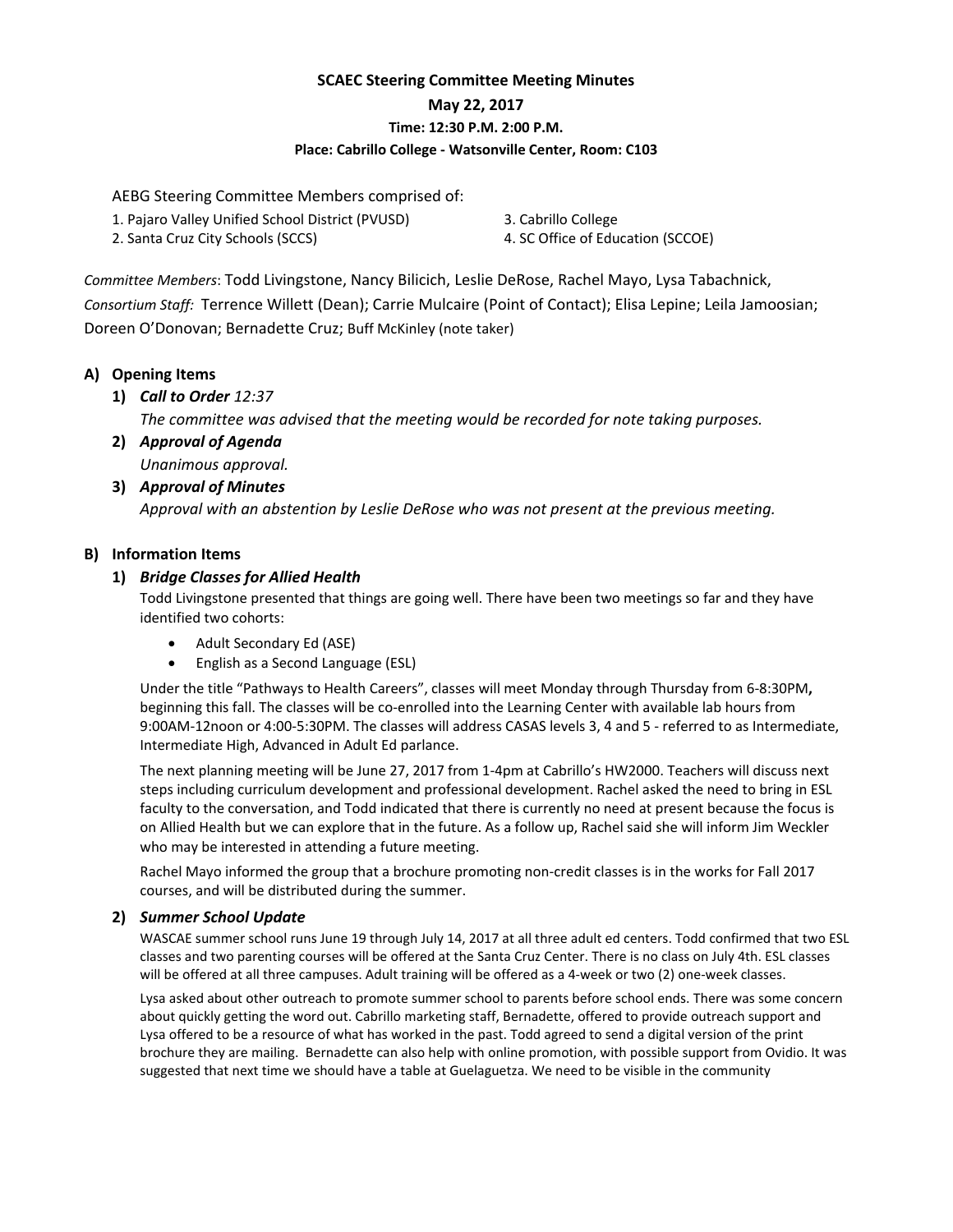# SCAEC Steering Committee Meeting Minutes

**May 22, 2017**

**Time: 12:30 P.M. 2:00 P.M.**

**Place: Cabrillo College - Watsonville Center, Room: C103**

AEBG Steering Committee Members comprised of:

1. Pajaro Valley Unified School District (PVUSD)
2. Santa Cruz City Schools (SCCS)
3. Cabrillo College
4. SC Office of Education (SCCOE)

*Committee Members*: Todd Livingstone, Nancy Bilicich, Leslie DeRose, Rachel Mayo, Lysa Tabachnick,
*Consortium Staff:* Terrence Willett (Dean); Carrie Mulcaire (Point of Contact); Elisa Lepine; Leila Jamoosian; Doreen O'Donovan; Bernadette Cruz; Buff McKinley (note taker)

## A) Opening Items

1) ***Call to Order*** *12:37*

   *The committee was advised that the meeting would be recorded for note taking purposes.*

2) ***Approval of Agenda***

   *Unanimous approval.*

3) ***Approval of Minutes***

   *Approval with an abstention by Leslie DeRose who was not present at the previous meeting.*

## B) Information Items

1) ***Bridge Classes for Allied Health***

   Todd Livingstone presented that things are going well. There have been two meetings so far and they have identified two cohorts:

   - Adult Secondary Ed (ASE)
   - English as a Second Language (ESL)

   Under the title "Pathways to Health Careers", classes will meet Monday through Thursday from 6-8:30PM**,** beginning this fall. The classes will be co-enrolled into the Learning Center with available lab hours from 9:00AM-12noon or 4:00-5:30PM. The classes will address CASAS levels 3, 4 and 5 - referred to as Intermediate, Intermediate High, Advanced in Adult Ed parlance.

   The next planning meeting will be June 27, 2017 from 1-4pm at Cabrillo's HW2000. Teachers will discuss next steps including curriculum development and professional development. Rachel asked the need to bring in ESL faculty to the conversation, and Todd indicated that there is currently no need at present because the focus is on Allied Health but we can explore that in the future. As a follow up, Rachel said she will inform Jim Weckler who may be interested in attending a future meeting.

   Rachel Mayo informed the group that a brochure promoting non-credit classes is in the works for Fall 2017 courses, and will be distributed during the summer.

2) ***Summer School Update***

   WASCAE summer school runs June 19 through July 14, 2017 at all three adult ed centers. Todd confirmed that two ESL classes and two parenting courses will be offered at the Santa Cruz Center. There is no class on July 4th. ESL classes will be offered at all three campuses. Adult training will be offered as a 4-week or two (2) one-week classes.

   Lysa asked about other outreach to promote summer school to parents before school ends. There was some concern about quickly getting the word out. Cabrillo marketing staff, Bernadette, offered to provide outreach support and Lysa offered to be a resource of what has worked in the past. Todd agreed to send a digital version of the print brochure they are mailing. Bernadette can also help with online promotion, with possible support from Ovidio. It was suggested that next time we should have a table at Guelaguetza. We need to be visible in the community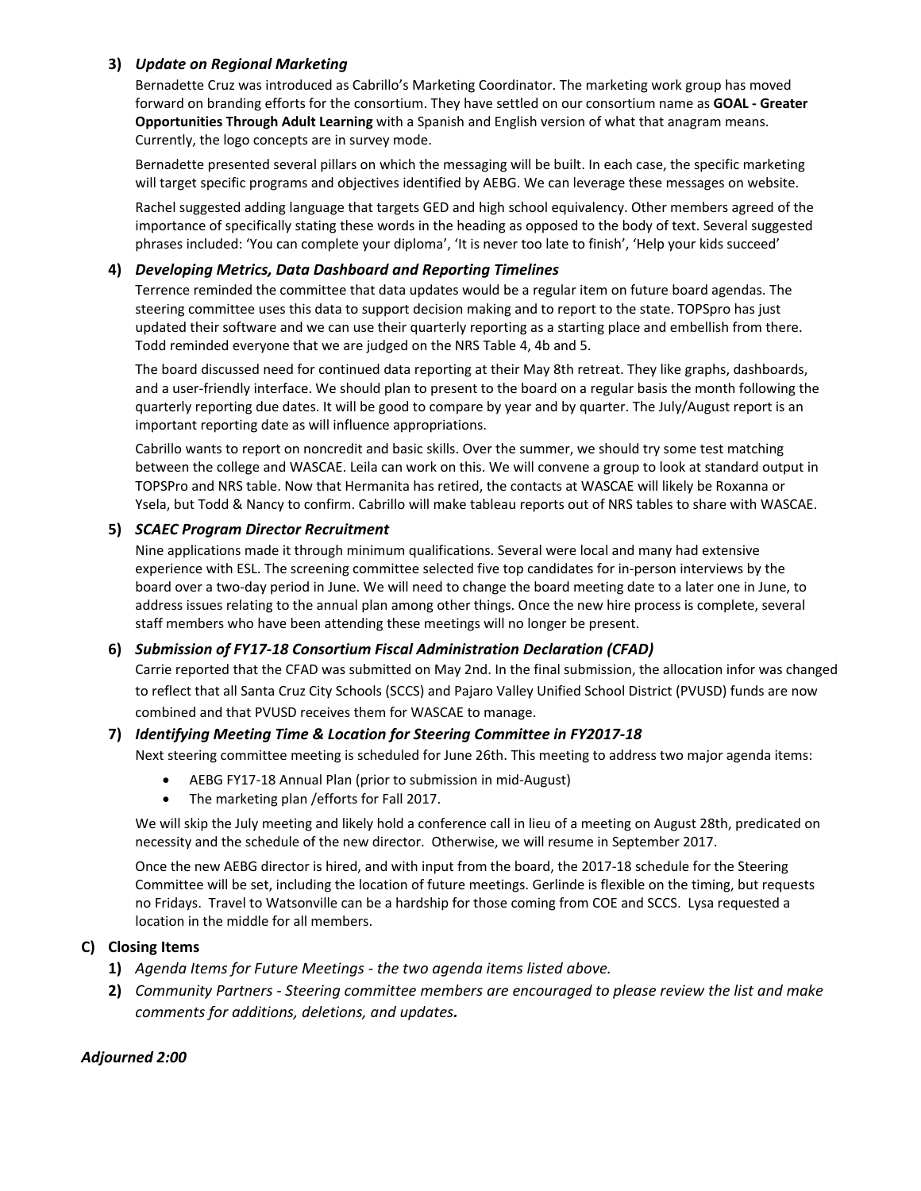**3)** ***Update on Regional Marketing***

Bernadette Cruz was introduced as Cabrillo's Marketing Coordinator. The marketing work group has moved forward on branding efforts for the consortium. They have settled on our consortium name as **GOAL - Greater Opportunities Through Adult Learning** with a Spanish and English version of what that anagram means. Currently, the logo concepts are in survey mode.

Bernadette presented several pillars on which the messaging will be built. In each case, the specific marketing will target specific programs and objectives identified by AEBG. We can leverage these messages on website.

Rachel suggested adding language that targets GED and high school equivalency. Other members agreed of the importance of specifically stating these words in the heading as opposed to the body of text. Several suggested phrases included: 'You can complete your diploma', 'It is never too late to finish', 'Help your kids succeed'

**4)** ***Developing Metrics, Data Dashboard and Reporting Timelines***

Terrence reminded the committee that data updates would be a regular item on future board agendas. The steering committee uses this data to support decision making and to report to the state. TOPSpro has just updated their software and we can use their quarterly reporting as a starting place and embellish from there. Todd reminded everyone that we are judged on the NRS Table 4, 4b and 5.

The board discussed need for continued data reporting at their May 8th retreat. They like graphs, dashboards, and a user-friendly interface. We should plan to present to the board on a regular basis the month following the quarterly reporting due dates. It will be good to compare by year and by quarter. The July/August report is an important reporting date as will influence appropriations.

Cabrillo wants to report on noncredit and basic skills. Over the summer, we should try some test matching between the college and WASCAE. Leila can work on this. We will convene a group to look at standard output in TOPSPro and NRS table. Now that Hermanita has retired, the contacts at WASCAE will likely be Roxanna or Ysela, but Todd & Nancy to confirm. Cabrillo will make tableau reports out of NRS tables to share with WASCAE.

**5)** ***SCAEC Program Director Recruitment***

Nine applications made it through minimum qualifications. Several were local and many had extensive experience with ESL. The screening committee selected five top candidates for in-person interviews by the board over a two-day period in June. We will need to change the board meeting date to a later one in June, to address issues relating to the annual plan among other things. Once the new hire process is complete, several staff members who have been attending these meetings will no longer be present.

**6)** ***Submission of FY17-18 Consortium Fiscal Administration Declaration (CFAD)***

Carrie reported that the CFAD was submitted on May 2nd. In the final submission, the allocation infor was changed to reflect that all Santa Cruz City Schools (SCCS) and Pajaro Valley Unified School District (PVUSD) funds are now combined and that PVUSD receives them for WASCAE to manage.

**7)** ***Identifying Meeting Time & Location for Steering Committee in FY2017-18***

Next steering committee meeting is scheduled for June 26th. This meeting to address two major agenda items:

- AEBG FY17-18 Annual Plan (prior to submission in mid-August)
- The marketing plan /efforts for Fall 2017.

We will skip the July meeting and likely hold a conference call in lieu of a meeting on August 28th, predicated on necessity and the schedule of the new director. Otherwise, we will resume in September 2017.

Once the new AEBG director is hired, and with input from the board, the 2017-18 schedule for the Steering Committee will be set, including the location of future meetings. Gerlinde is flexible on the timing, but requests no Fridays. Travel to Watsonville can be a hardship for those coming from COE and SCCS. Lysa requested a location in the middle for all members.

## C) Closing Items

**1)** *Agenda Items for Future Meetings - the two agenda items listed above.*

**2)** *Community Partners - Steering committee members are encouraged to please review the list and make comments for additions, deletions, and updates.*

***Adjourned 2:00***